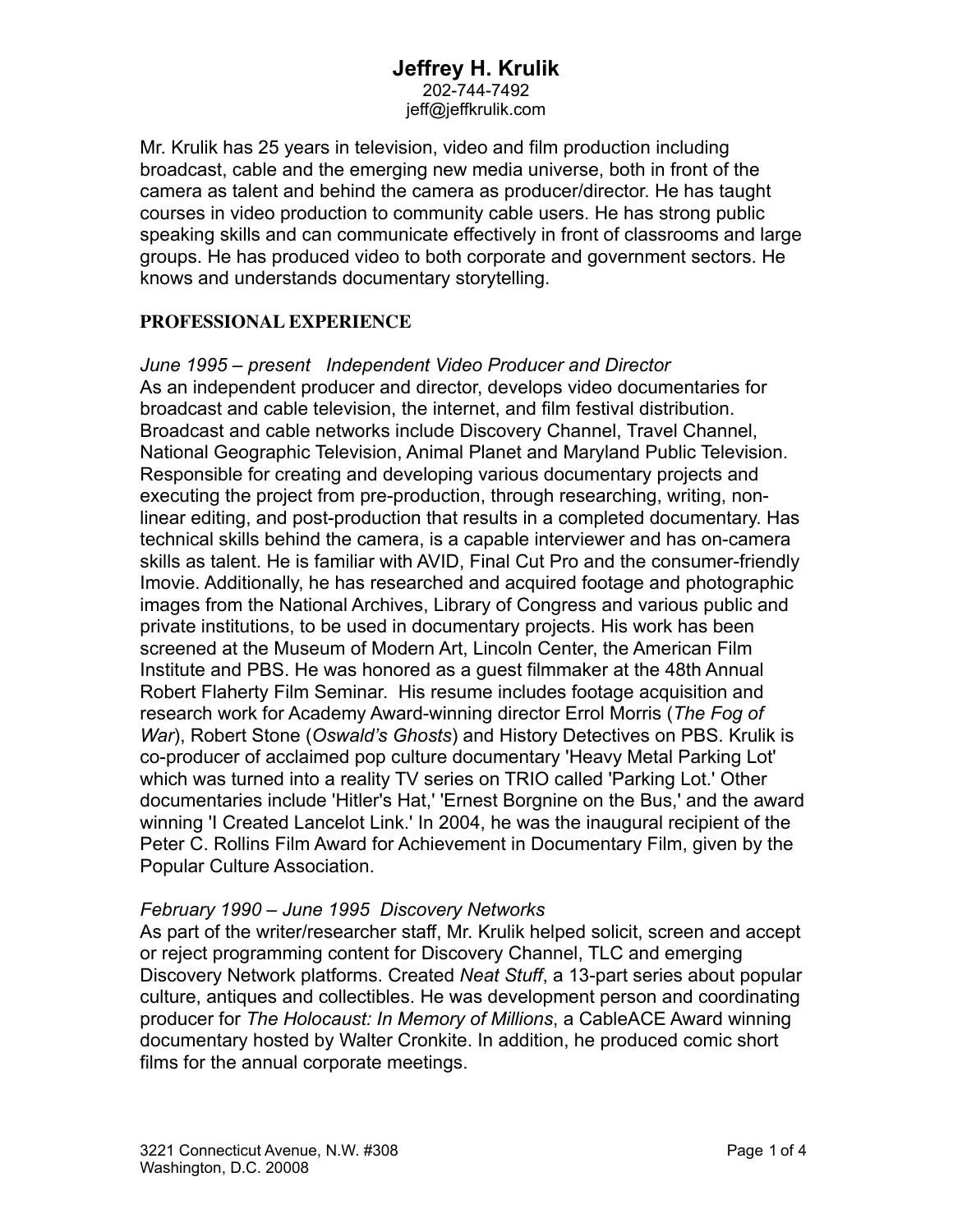# Jeffrey H. Krulik

202-744-7492
jeff@jeffkrulik.com

Mr. Krulik has 25 years in television, video and film production including broadcast, cable and the emerging new media universe, both in front of the camera as talent and behind the camera as producer/director. He has taught courses in video production to community cable users. He has strong public speaking skills and can communicate effectively in front of classrooms and large groups. He has produced video to both corporate and government sectors. He knows and understands documentary storytelling.

## PROFESSIONAL EXPERIENCE

*June 1995 – present   Independent Video Producer and Director*
As an independent producer and director, develops video documentaries for broadcast and cable television, the internet, and film festival distribution. Broadcast and cable networks include Discovery Channel, Travel Channel, National Geographic Television, Animal Planet and Maryland Public Television. Responsible for creating and developing various documentary projects and executing the project from pre-production, through researching, writing, non-linear editing, and post-production that results in a completed documentary. Has technical skills behind the camera, is a capable interviewer and has on-camera skills as talent. He is familiar with AVID, Final Cut Pro and the consumer-friendly Imovie. Additionally, he has researched and acquired footage and photographic images from the National Archives, Library of Congress and various public and private institutions, to be used in documentary projects. His work has been screened at the Museum of Modern Art, Lincoln Center, the American Film Institute and PBS. He was honored as a guest filmmaker at the 48th Annual Robert Flaherty Film Seminar. His resume includes footage acquisition and research work for Academy Award-winning director Errol Morris (*The Fog of War*), Robert Stone (*Oswald's Ghosts*) and History Detectives on PBS. Krulik is co-producer of acclaimed pop culture documentary 'Heavy Metal Parking Lot' which was turned into a reality TV series on TRIO called 'Parking Lot.' Other documentaries include 'Hitler's Hat,' 'Ernest Borgnine on the Bus,' and the award winning 'I Created Lancelot Link.' In 2004, he was the inaugural recipient of the Peter C. Rollins Film Award for Achievement in Documentary Film, given by the Popular Culture Association.

*February 1990 – June 1995  Discovery Networks*
As part of the writer/researcher staff, Mr. Krulik helped solicit, screen and accept or reject programming content for Discovery Channel, TLC and emerging Discovery Network platforms. Created *Neat Stuff*, a 13-part series about popular culture, antiques and collectibles. He was development person and coordinating producer for *The Holocaust: In Memory of Millions*, a CableACE Award winning documentary hosted by Walter Cronkite. In addition, he produced comic short films for the annual corporate meetings.

3221 Connecticut Avenue, N.W. #308
Washington, D.C. 20008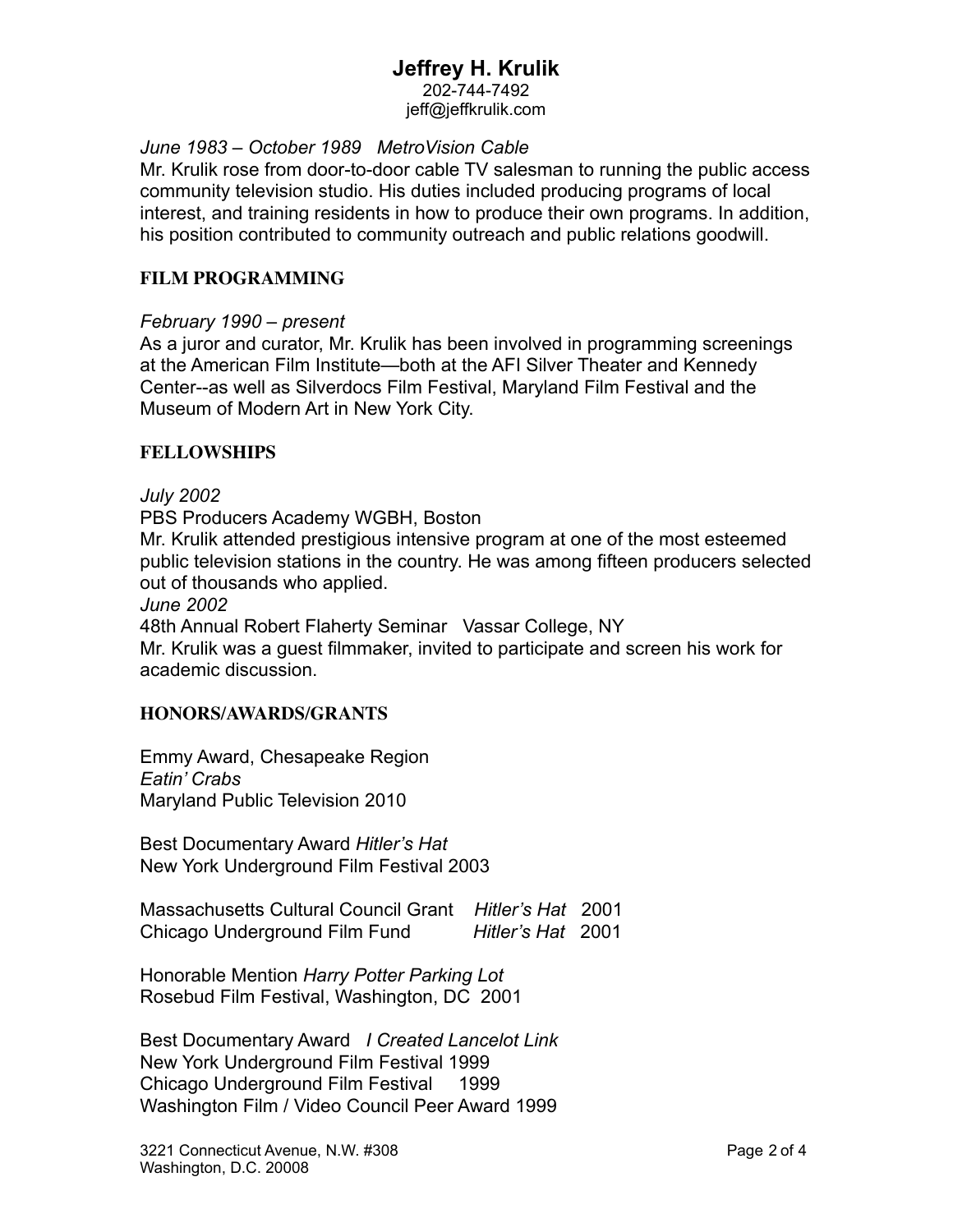# Jeffrey H. Krulik

202-744-7492
jeff@jeffkrulik.com

*June 1983 – October 1989 MetroVision Cable*

Mr. Krulik rose from door-to-door cable TV salesman to running the public access community television studio. His duties included producing programs of local interest, and training residents in how to produce their own programs. In addition, his position contributed to community outreach and public relations goodwill.

## FILM PROGRAMMING

*February 1990 – present*

As a juror and curator, Mr. Krulik has been involved in programming screenings at the American Film Institute—both at the AFI Silver Theater and Kennedy Center--as well as Silverdocs Film Festival, Maryland Film Festival and the Museum of Modern Art in New York City.

## FELLOWSHIPS

*July 2002*
PBS Producers Academy WGBH, Boston
Mr. Krulik attended prestigious intensive program at one of the most esteemed public television stations in the country. He was among fifteen producers selected out of thousands who applied.

*June 2002*
48th Annual Robert Flaherty Seminar Vassar College, NY
Mr. Krulik was a guest filmmaker, invited to participate and screen his work for academic discussion.

## HONORS/AWARDS/GRANTS

Emmy Award, Chesapeake Region
*Eatin' Crabs*
Maryland Public Television 2010

Best Documentary Award *Hitler's Hat*
New York Underground Film Festival 2003

Massachusetts Cultural Council Grant *Hitler's Hat* 2001
Chicago Underground Film Fund *Hitler's Hat* 2001

Honorable Mention *Harry Potter Parking Lot*
Rosebud Film Festival, Washington, DC 2001

Best Documentary Award *I Created Lancelot Link*
New York Underground Film Festival 1999
Chicago Underground Film Festival 1999
Washington Film / Video Council Peer Award 1999

3221 Connecticut Avenue, N.W. #308
Washington, D.C. 20008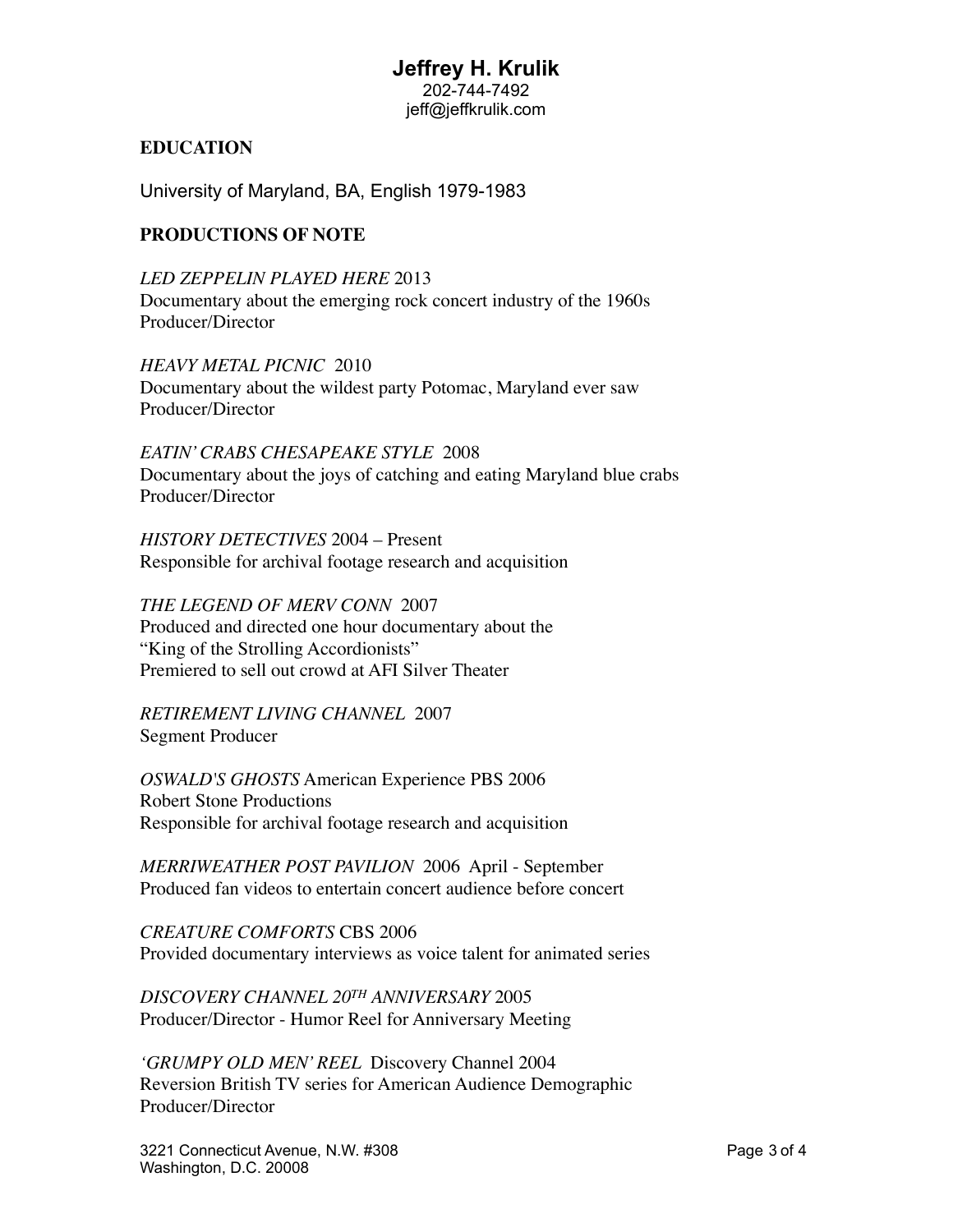# Jeffrey H. Krulik

202-744-7492
jeff@jeffkrulik.com

## EDUCATION

University of Maryland, BA, English 1979-1983

## PRODUCTIONS OF NOTE

*LED ZEPPELIN PLAYED HERE* 2013
Documentary about the emerging rock concert industry of the 1960s
Producer/Director

*HEAVY METAL PICNIC* 2010
Documentary about the wildest party Potomac, Maryland ever saw
Producer/Director

*EATIN' CRABS CHESAPEAKE STYLE* 2008
Documentary about the joys of catching and eating Maryland blue crabs
Producer/Director

*HISTORY DETECTIVES* 2004 – Present
Responsible for archival footage research and acquisition

*THE LEGEND OF MERV CONN* 2007
Produced and directed one hour documentary about the
"King of the Strolling Accordionists"
Premiered to sell out crowd at AFI Silver Theater

*RETIREMENT LIVING CHANNEL* 2007
Segment Producer

*OSWALD'S GHOSTS* American Experience PBS 2006
Robert Stone Productions
Responsible for archival footage research and acquisition

*MERRIWEATHER POST PAVILION* 2006 April - September
Produced fan videos to entertain concert audience before concert

*CREATURE COMFORTS* CBS 2006
Provided documentary interviews as voice talent for animated series

*DISCOVERY CHANNEL 20TH ANNIVERSARY* 2005
Producer/Director - Humor Reel for Anniversary Meeting

*'GRUMPY OLD MEN' REEL* Discovery Channel 2004
Reversion British TV series for American Audience Demographic
Producer/Director

3221 Connecticut Avenue, N.W. #308
Washington, D.C. 20008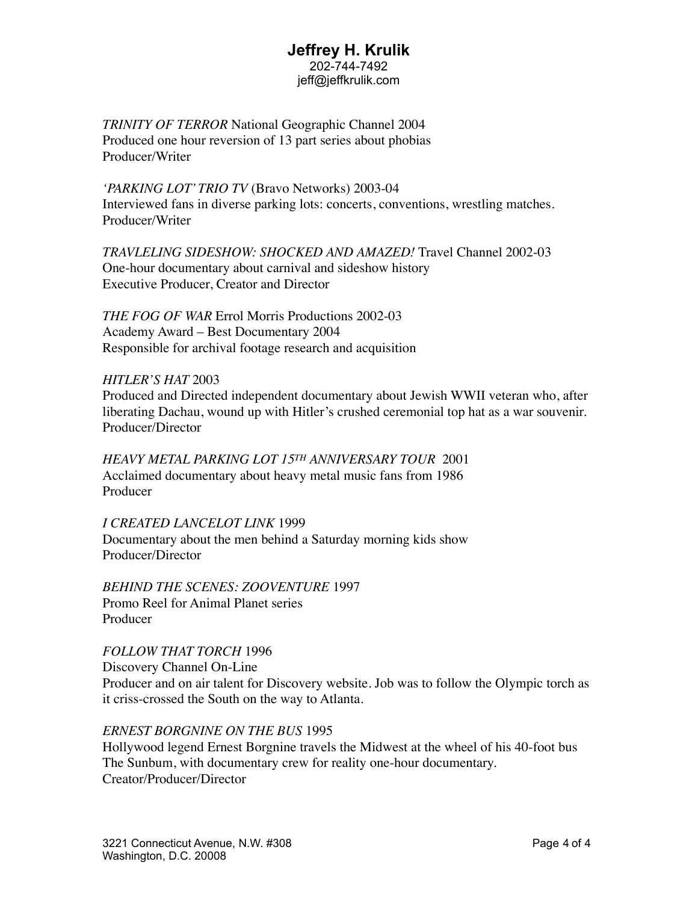# Jeffrey H. Krulik

202-744-7492
jeff@jeffkrulik.com

*TRINITY OF TERROR* National Geographic Channel 2004
Produced one hour reversion of 13 part series about phobias
Producer/Writer

*'PARKING LOT' TRIO TV* (Bravo Networks) 2003-04
Interviewed fans in diverse parking lots: concerts, conventions, wrestling matches.
Producer/Writer

*TRAVLELING SIDESHOW: SHOCKED AND AMAZED!* Travel Channel 2002-03
One-hour documentary about carnival and sideshow history
Executive Producer, Creator and Director

*THE FOG OF WAR* Errol Morris Productions 2002-03
Academy Award – Best Documentary 2004
Responsible for archival footage research and acquisition

*HITLER'S HAT* 2003
Produced and Directed independent documentary about Jewish WWII veteran who, after liberating Dachau, wound up with Hitler's crushed ceremonial top hat as a war souvenir.
Producer/Director

*HEAVY METAL PARKING LOT 15TH ANNIVERSARY TOUR* 2001
Acclaimed documentary about heavy metal music fans from 1986
Producer

*I CREATED LANCELOT LINK* 1999
Documentary about the men behind a Saturday morning kids show
Producer/Director

*BEHIND THE SCENES: ZOOVENTURE* 1997
Promo Reel for Animal Planet series
Producer

*FOLLOW THAT TORCH* 1996
Discovery Channel On-Line
Producer and on air talent for Discovery website. Job was to follow the Olympic torch as it criss-crossed the South on the way to Atlanta.

*ERNEST BORGNINE ON THE BUS* 1995
Hollywood legend Ernest Borgnine travels the Midwest at the wheel of his 40-foot bus The Sunbum, with documentary crew for reality one-hour documentary.
Creator/Producer/Director

3221 Connecticut Avenue, N.W. #308
Washington, D.C. 20008